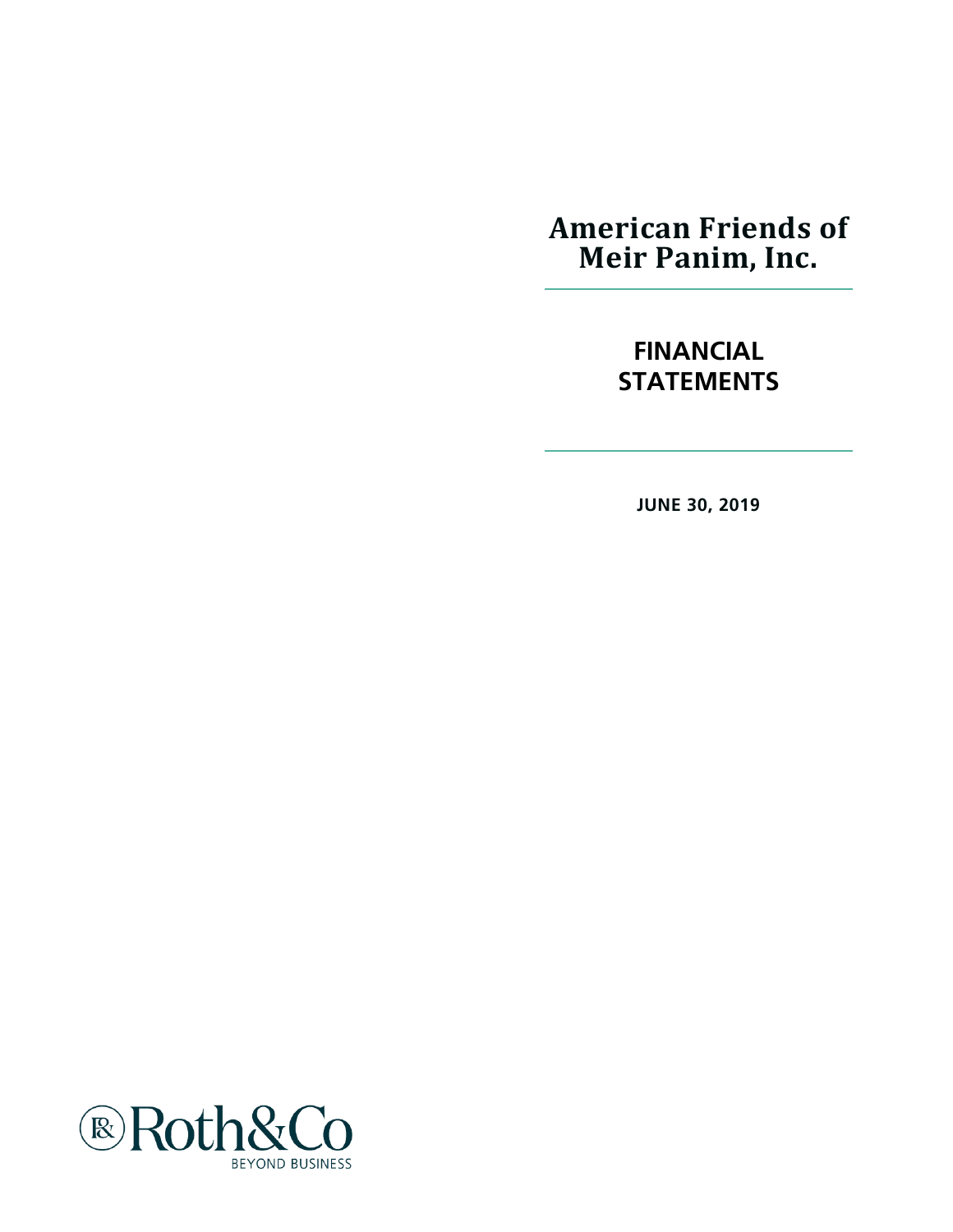# American Friends of Meir Panim, Inc.

## FINANCIAL STATEMENTS

**JUNE 30, 2019**

Roth&Co

BEYOND BUSINESS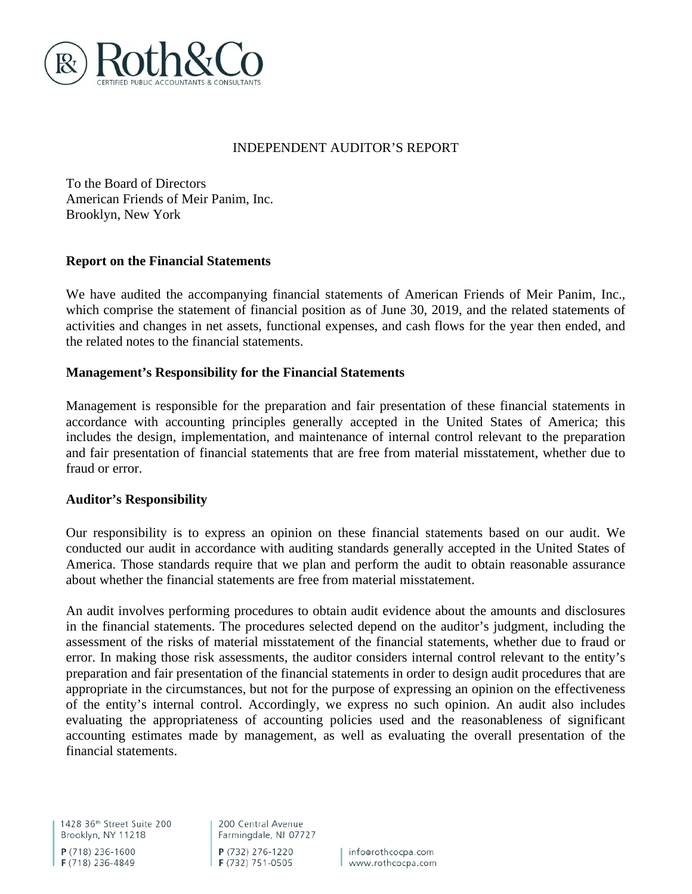Roth&Co

CERTIFIED PUBLIC ACCOUNTANTS & CONSULTANTS

# INDEPENDENT AUDITOR'S REPORT

To the Board of Directors
American Friends of Meir Panim, Inc.
Brooklyn, New York

## Report on the Financial Statements

We have audited the accompanying financial statements of American Friends of Meir Panim, Inc., which comprise the statement of financial position as of June 30, 2019, and the related statements of activities and changes in net assets, functional expenses, and cash flows for the year then ended, and the related notes to the financial statements.

## Management's Responsibility for the Financial Statements

Management is responsible for the preparation and fair presentation of these financial statements in accordance with accounting principles generally accepted in the United States of America; this includes the design, implementation, and maintenance of internal control relevant to the preparation and fair presentation of financial statements that are free from material misstatement, whether due to fraud or error.

## Auditor's Responsibility

Our responsibility is to express an opinion on these financial statements based on our audit. We conducted our audit in accordance with auditing standards generally accepted in the United States of America. Those standards require that we plan and perform the audit to obtain reasonable assurance about whether the financial statements are free from material misstatement.

An audit involves performing procedures to obtain audit evidence about the amounts and disclosures in the financial statements. The procedures selected depend on the auditor's judgment, including the assessment of the risks of material misstatement of the financial statements, whether due to fraud or error. In making those risk assessments, the auditor considers internal control relevant to the entity's preparation and fair presentation of the financial statements in order to design audit procedures that are appropriate in the circumstances, but not for the purpose of expressing an opinion on the effectiveness of the entity's internal control. Accordingly, we express no such opinion. An audit also includes evaluating the appropriateness of accounting policies used and the reasonableness of significant accounting estimates made by management, as well as evaluating the overall presentation of the financial statements.

1428 36th Street Suite 200
Brooklyn, NY 11218
P (718) 236-1600
F (718) 236-4849

200 Central Avenue
Farmingdale, NJ 07727
P (732) 276-1220
F (732) 751-0505

info@rothcocpa.com
www.rothcocpa.com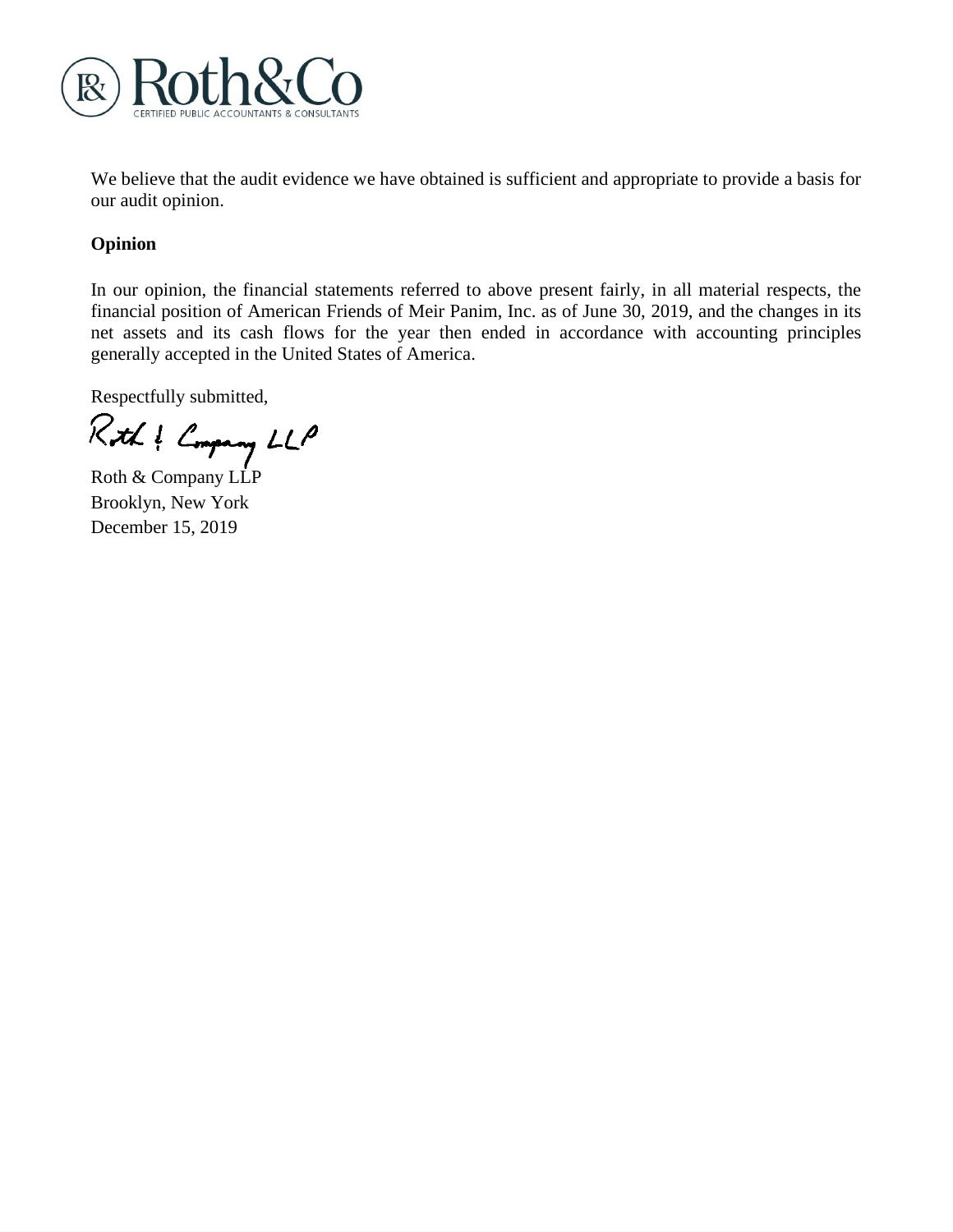We believe that the audit evidence we have obtained is sufficient and appropriate to provide a basis for our audit opinion.

**Opinion**

In our opinion, the financial statements referred to above present fairly, in all material respects, the financial position of American Friends of Meir Panim, Inc. as of June 30, 2019, and the changes in its net assets and its cash flows for the year then ended in accordance with accounting principles generally accepted in the United States of America.

Respectfully submitted,

Roth & Company LLP

Roth & Company LLP
Brooklyn, New York
December 15, 2019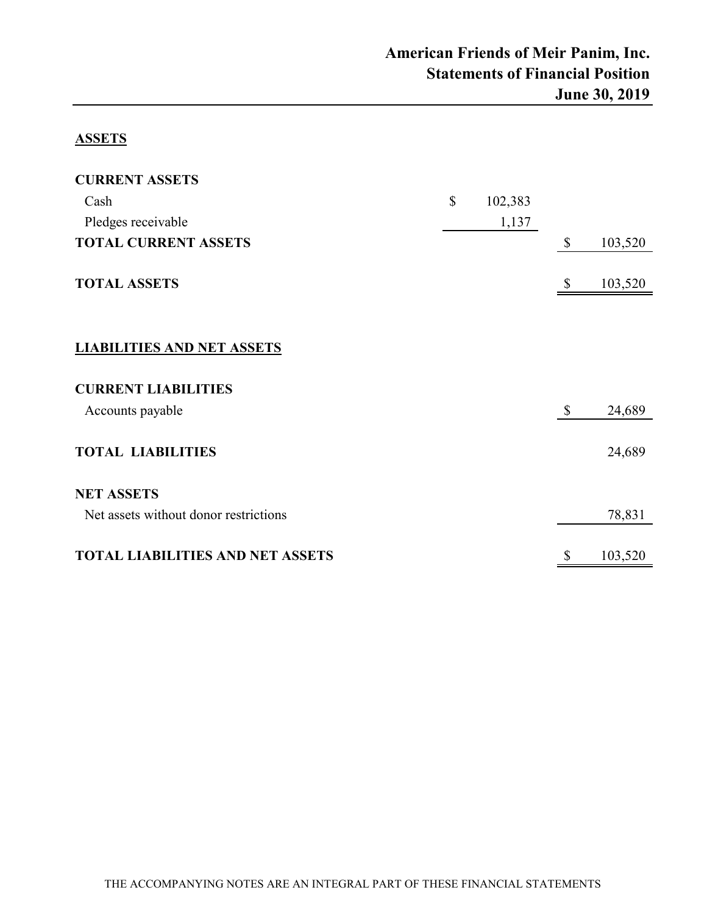# American Friends of Meir Panim, Inc.
## Statements of Financial Position
## June 30, 2019

| | | |
|---|---|---|
| **ASSETS** | | |
| | | |
| **CURRENT ASSETS** | | |
| Cash | $ 102,383 | |
| Pledges receivable | 1,137 | |
| **TOTAL CURRENT ASSETS** | | $ 103,520 |
| | | |
| **TOTAL ASSETS** | | $ 103,520 |
| | | |
| **LIABILITIES AND NET ASSETS** | | |
| | | |
| **CURRENT LIABILITIES** | | |
| Accounts payable | | $ 24,689 |
| | | |
| **TOTAL LIABILITIES** | | 24,689 |
| | | |
| **NET ASSETS** | | |
| Net assets without donor restrictions | | 78,831 |
| | | |
| **TOTAL LIABILITIES AND NET ASSETS** | | $ 103,520 |

THE ACCOMPANYING NOTES ARE AN INTEGRAL PART OF THESE FINANCIAL STATEMENTS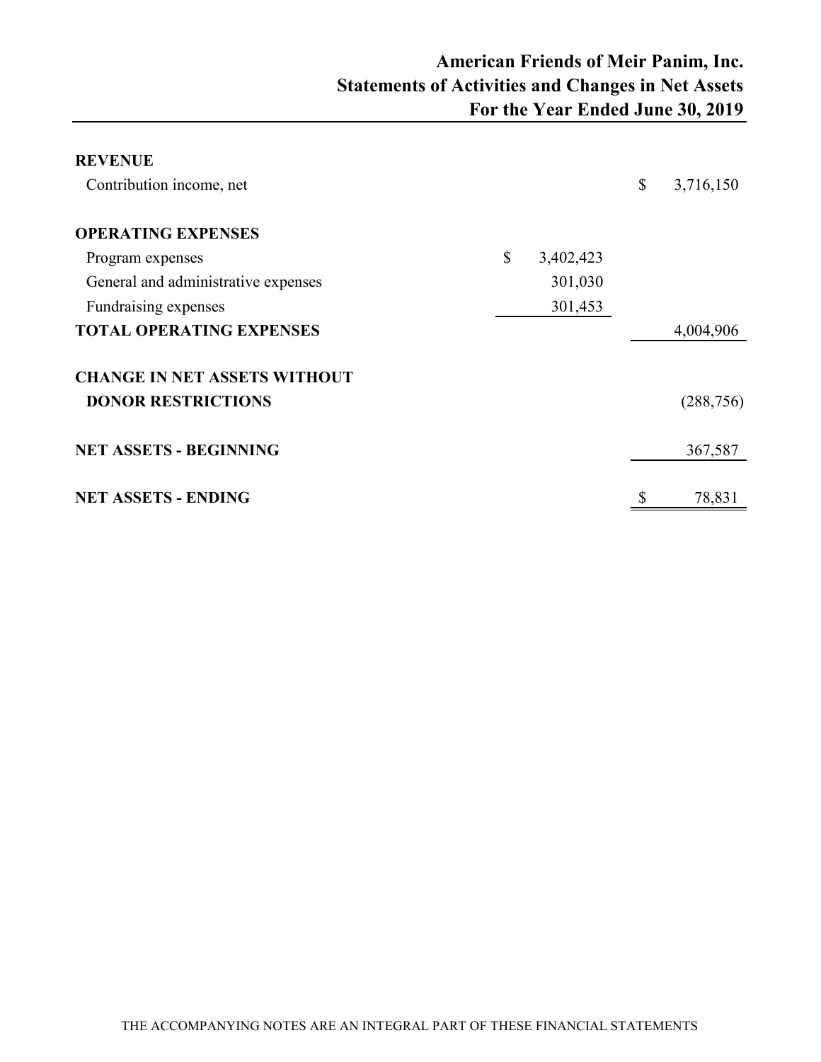# American Friends of Meir Panim, Inc.
## Statements of Activities and Changes in Net Assets
## For the Year Ended June 30, 2019

| | | |
|---|---|---|
| **REVENUE** | | |
| Contribution income, net | | $ 3,716,150 |
| | | |
| **OPERATING EXPENSES** | | |
| Program expenses | $ 3,402,423 | |
| General and administrative expenses | 301,030 | |
| Fundraising expenses | 301,453 | |
| **TOTAL OPERATING EXPENSES** | | 4,004,906 |
| | | |
| **CHANGE IN NET ASSETS WITHOUT DONOR RESTRICTIONS** | | (288,756) |
| | | |
| **NET ASSETS - BEGINNING** | | 367,587 |
| | | |
| **NET ASSETS - ENDING** | | $ 78,831 |

THE ACCOMPANYING NOTES ARE AN INTEGRAL PART OF THESE FINANCIAL STATEMENTS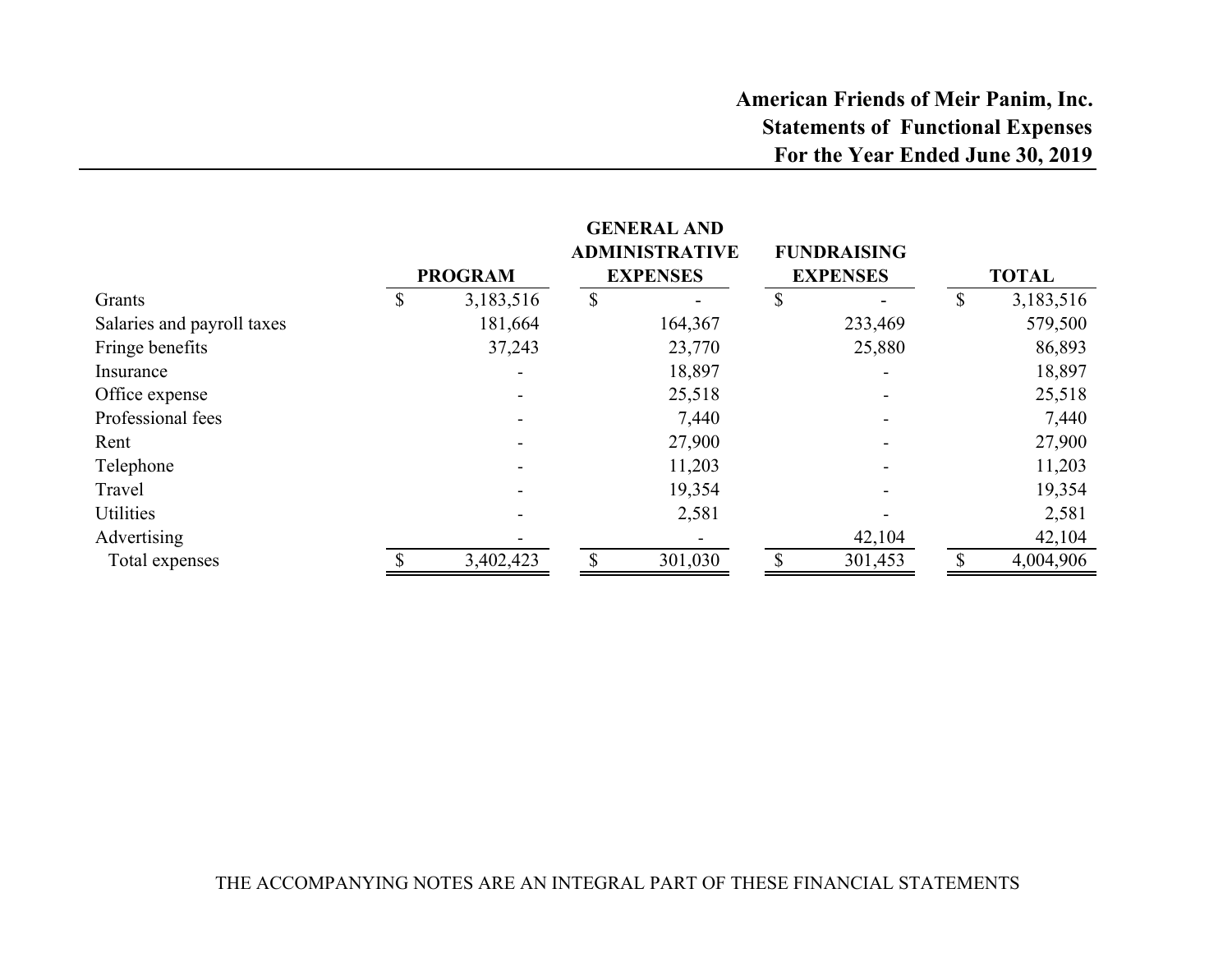**American Friends of Meir Panim, Inc.**
**Statements of Functional Expenses**
**For the Year Ended June 30, 2019**

| | PROGRAM | GENERAL AND ADMINISTRATIVE EXPENSES | FUNDRAISING EXPENSES | TOTAL |
|---|---|---|---|---|
| Grants | $ 3,183,516 | $ - | $ - | $ 3,183,516 |
| Salaries and payroll taxes | 181,664 | 164,367 | 233,469 | 579,500 |
| Fringe benefits | 37,243 | 23,770 | 25,880 | 86,893 |
| Insurance | - | 18,897 | - | 18,897 |
| Office expense | - | 25,518 | - | 25,518 |
| Professional fees | - | 7,440 | - | 7,440 |
| Rent | - | 27,900 | - | 27,900 |
| Telephone | - | 11,203 | - | 11,203 |
| Travel | - | 19,354 | - | 19,354 |
| Utilities | - | 2,581 | - | 2,581 |
| Advertising | - | - | 42,104 | 42,104 |
| Total expenses | $ 3,402,423 | $ 301,030 | $ 301,453 | $ 4,004,906 |

THE ACCOMPANYING NOTES ARE AN INTEGRAL PART OF THESE FINANCIAL STATEMENTS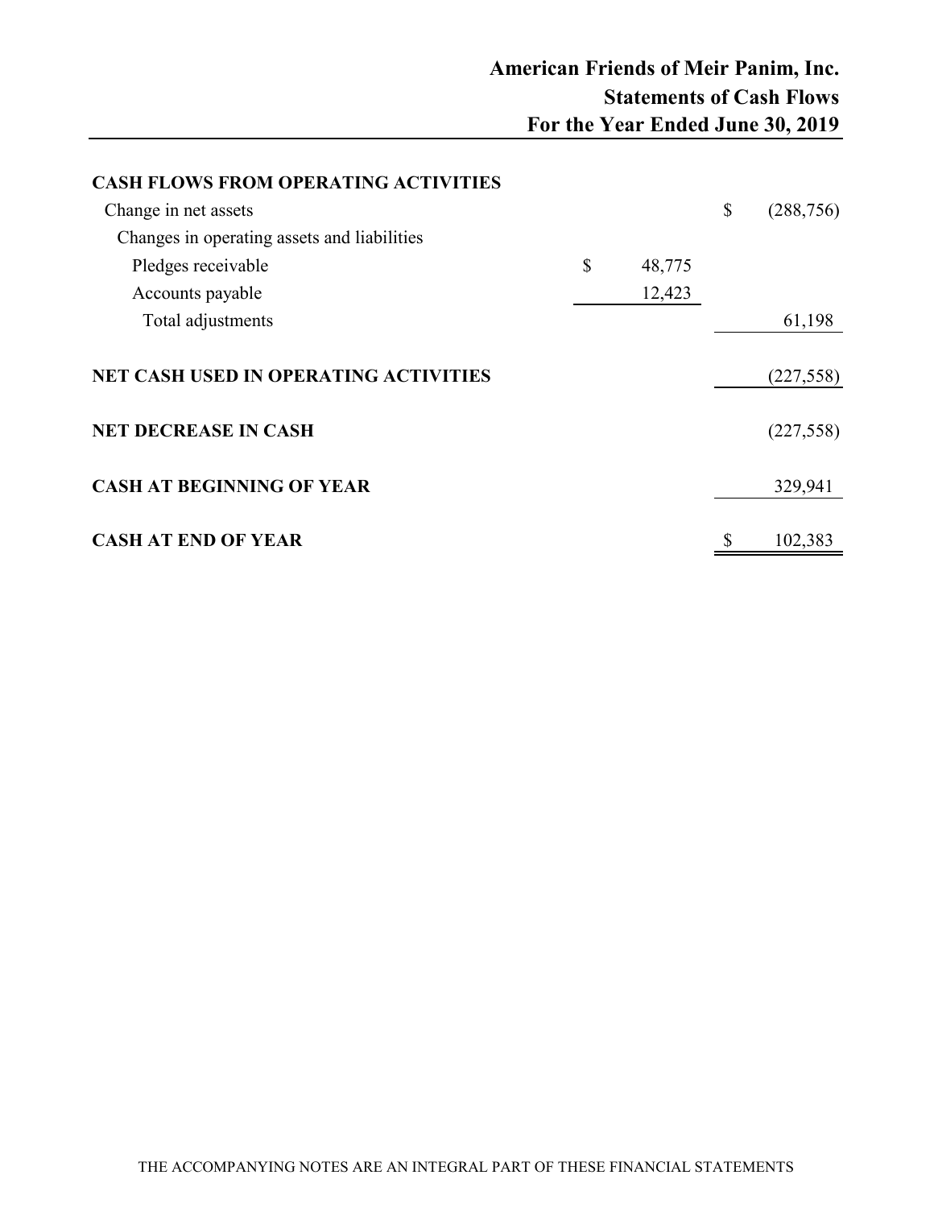# American Friends of Meir Panim, Inc.
## Statements of Cash Flows
### For the Year Ended June 30, 2019

| | | |
|---|---|---|
| **CASH FLOWS FROM OPERATING ACTIVITIES** | | |
| Change in net assets | | $ (288,756) |
| Changes in operating assets and liabilities | | |
| Pledges receivable | $ 48,775 | |
| Accounts payable | 12,423 | |
| Total adjustments | | 61,198 |
| **NET CASH USED IN OPERATING ACTIVITIES** | | (227,558) |
| **NET DECREASE IN CASH** | | (227,558) |
| **CASH AT BEGINNING OF YEAR** | | 329,941 |
| **CASH AT END OF YEAR** | | $ 102,383 |

THE ACCOMPANYING NOTES ARE AN INTEGRAL PART OF THESE FINANCIAL STATEMENTS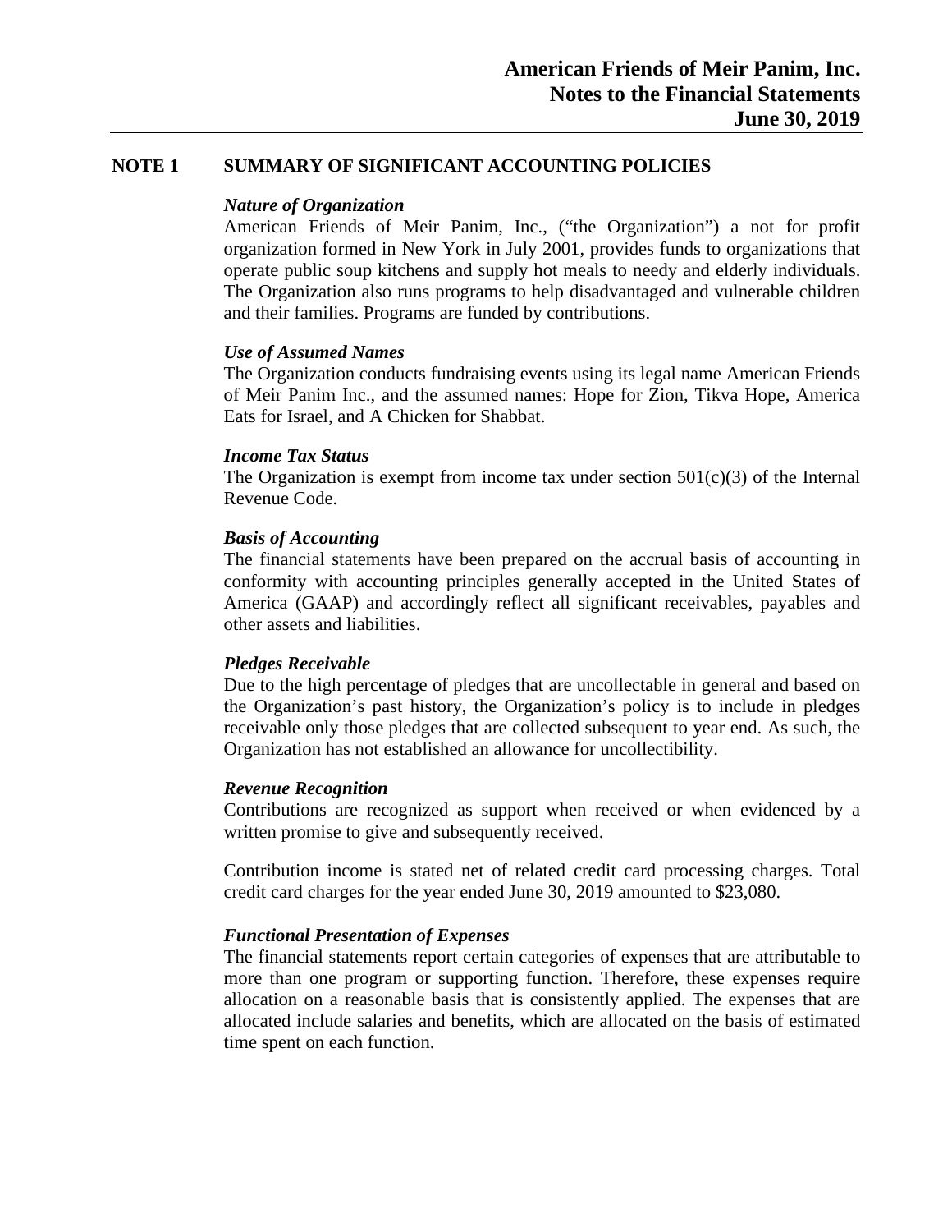## NOTE 1 SUMMARY OF SIGNIFICANT ACCOUNTING POLICIES

***Nature of Organization***

American Friends of Meir Panim, Inc., ("the Organization") a not for profit organization formed in New York in July 2001, provides funds to organizations that operate public soup kitchens and supply hot meals to needy and elderly individuals. The Organization also runs programs to help disadvantaged and vulnerable children and their families. Programs are funded by contributions.

***Use of Assumed Names***

The Organization conducts fundraising events using its legal name American Friends of Meir Panim Inc., and the assumed names: Hope for Zion, Tikva Hope, America Eats for Israel, and A Chicken for Shabbat.

***Income Tax Status***

The Organization is exempt from income tax under section 501(c)(3) of the Internal Revenue Code.

***Basis of Accounting***

The financial statements have been prepared on the accrual basis of accounting in conformity with accounting principles generally accepted in the United States of America (GAAP) and accordingly reflect all significant receivables, payables and other assets and liabilities.

***Pledges Receivable***

Due to the high percentage of pledges that are uncollectable in general and based on the Organization's past history, the Organization's policy is to include in pledges receivable only those pledges that are collected subsequent to year end. As such, the Organization has not established an allowance for uncollectibility.

***Revenue Recognition***

Contributions are recognized as support when received or when evidenced by a written promise to give and subsequently received.

Contribution income is stated net of related credit card processing charges. Total credit card charges for the year ended June 30, 2019 amounted to $23,080.

***Functional Presentation of Expenses***

The financial statements report certain categories of expenses that are attributable to more than one program or supporting function. Therefore, these expenses require allocation on a reasonable basis that is consistently applied. The expenses that are allocated include salaries and benefits, which are allocated on the basis of estimated time spent on each function.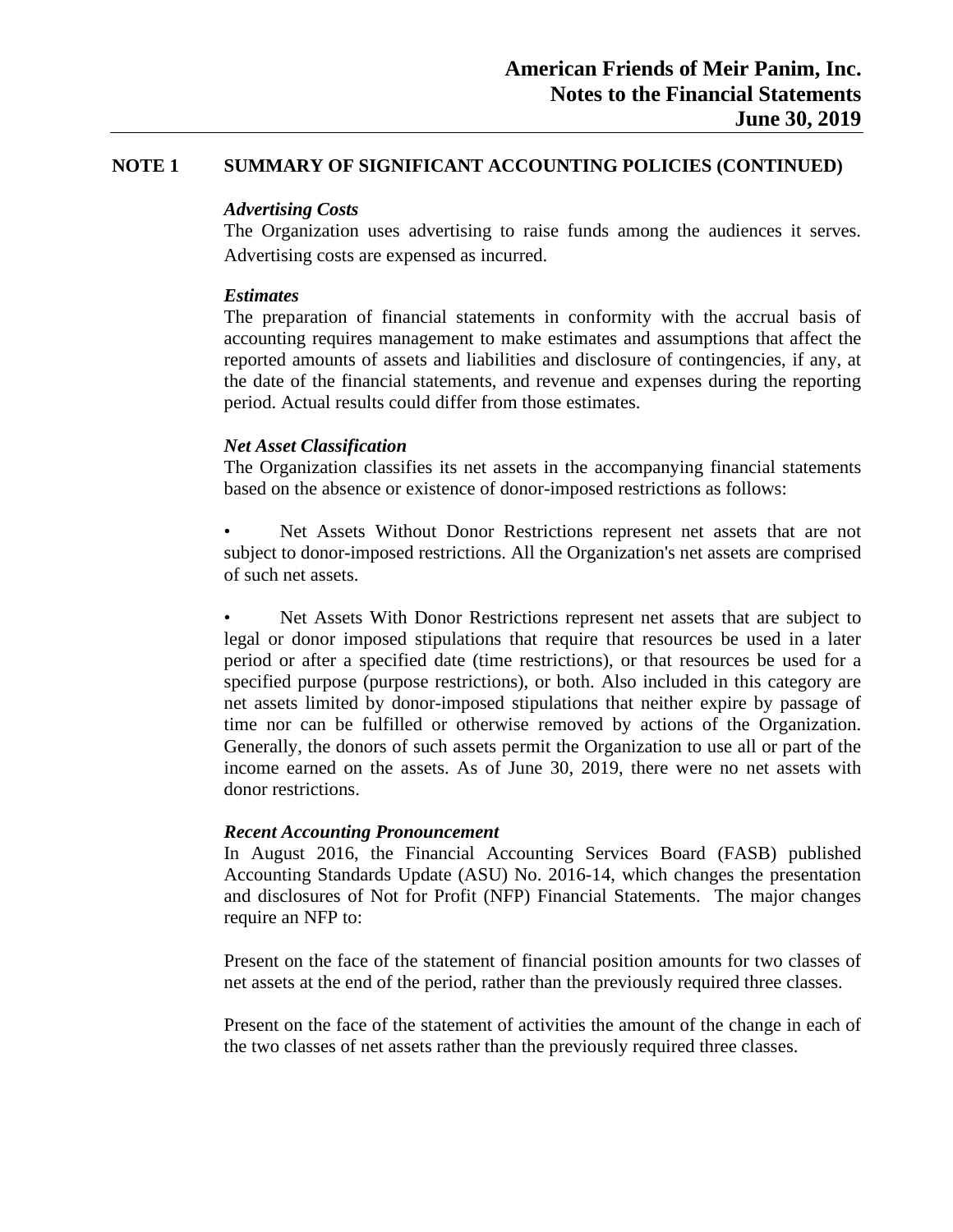## NOTE 1 SUMMARY OF SIGNIFICANT ACCOUNTING POLICIES (CONTINUED)

***Advertising Costs***

The Organization uses advertising to raise funds among the audiences it serves. Advertising costs are expensed as incurred.

***Estimates***

The preparation of financial statements in conformity with the accrual basis of accounting requires management to make estimates and assumptions that affect the reported amounts of assets and liabilities and disclosure of contingencies, if any, at the date of the financial statements, and revenue and expenses during the reporting period. Actual results could differ from those estimates.

***Net Asset Classification***

The Organization classifies its net assets in the accompanying financial statements based on the absence or existence of donor-imposed restrictions as follows:

- Net Assets Without Donor Restrictions represent net assets that are not subject to donor-imposed restrictions. All the Organization's net assets are comprised of such net assets.

- Net Assets With Donor Restrictions represent net assets that are subject to legal or donor imposed stipulations that require that resources be used in a later period or after a specified date (time restrictions), or that resources be used for a specified purpose (purpose restrictions), or both. Also included in this category are net assets limited by donor-imposed stipulations that neither expire by passage of time nor can be fulfilled or otherwise removed by actions of the Organization. Generally, the donors of such assets permit the Organization to use all or part of the income earned on the assets. As of June 30, 2019, there were no net assets with donor restrictions.

***Recent Accounting Pronouncement***

In August 2016, the Financial Accounting Services Board (FASB) published Accounting Standards Update (ASU) No. 2016-14, which changes the presentation and disclosures of Not for Profit (NFP) Financial Statements. The major changes require an NFP to:

Present on the face of the statement of financial position amounts for two classes of net assets at the end of the period, rather than the previously required three classes.

Present on the face of the statement of activities the amount of the change in each of the two classes of net assets rather than the previously required three classes.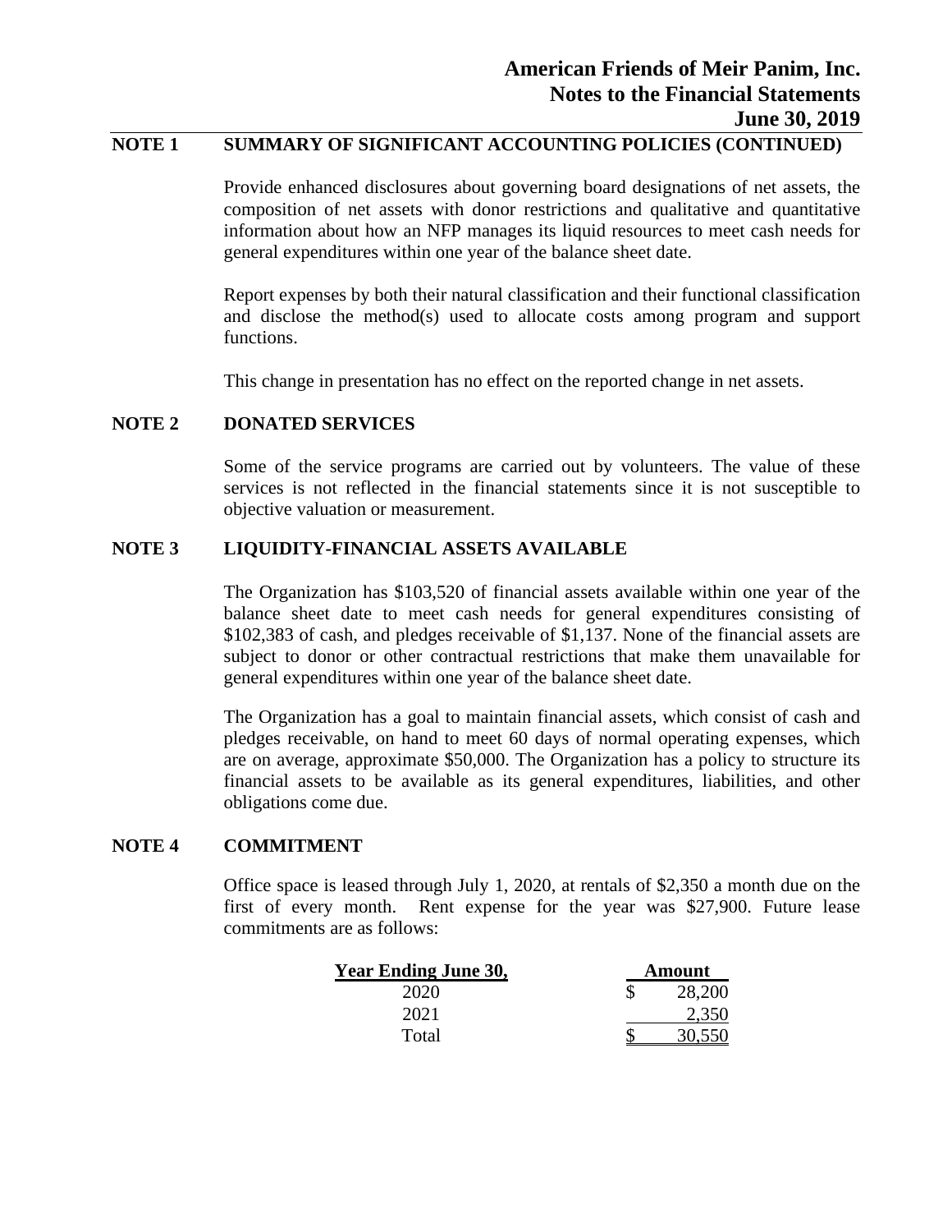## NOTE 1 SUMMARY OF SIGNIFICANT ACCOUNTING POLICIES (CONTINUED)

Provide enhanced disclosures about governing board designations of net assets, the composition of net assets with donor restrictions and qualitative and quantitative information about how an NFP manages its liquid resources to meet cash needs for general expenditures within one year of the balance sheet date.

Report expenses by both their natural classification and their functional classification and disclose the method(s) used to allocate costs among program and support functions.

This change in presentation has no effect on the reported change in net assets.

## NOTE 2 DONATED SERVICES

Some of the service programs are carried out by volunteers. The value of these services is not reflected in the financial statements since it is not susceptible to objective valuation or measurement.

## NOTE 3 LIQUIDITY-FINANCIAL ASSETS AVAILABLE

The Organization has $103,520 of financial assets available within one year of the balance sheet date to meet cash needs for general expenditures consisting of $102,383 of cash, and pledges receivable of $1,137. None of the financial assets are subject to donor or other contractual restrictions that make them unavailable for general expenditures within one year of the balance sheet date.

The Organization has a goal to maintain financial assets, which consist of cash and pledges receivable, on hand to meet 60 days of normal operating expenses, which are on average, approximate $50,000. The Organization has a policy to structure its financial assets to be available as its general expenditures, liabilities, and other obligations come due.

## NOTE 4 COMMITMENT

Office space is leased through July 1, 2020, at rentals of $2,350 a month due on the first of every month. Rent expense for the year was $27,900. Future lease commitments are as follows:

| Year Ending June 30, | Amount |
|---|---|
| 2020 | $ 28,200 |
| 2021 | 2,350 |
| Total | $ 30,550 |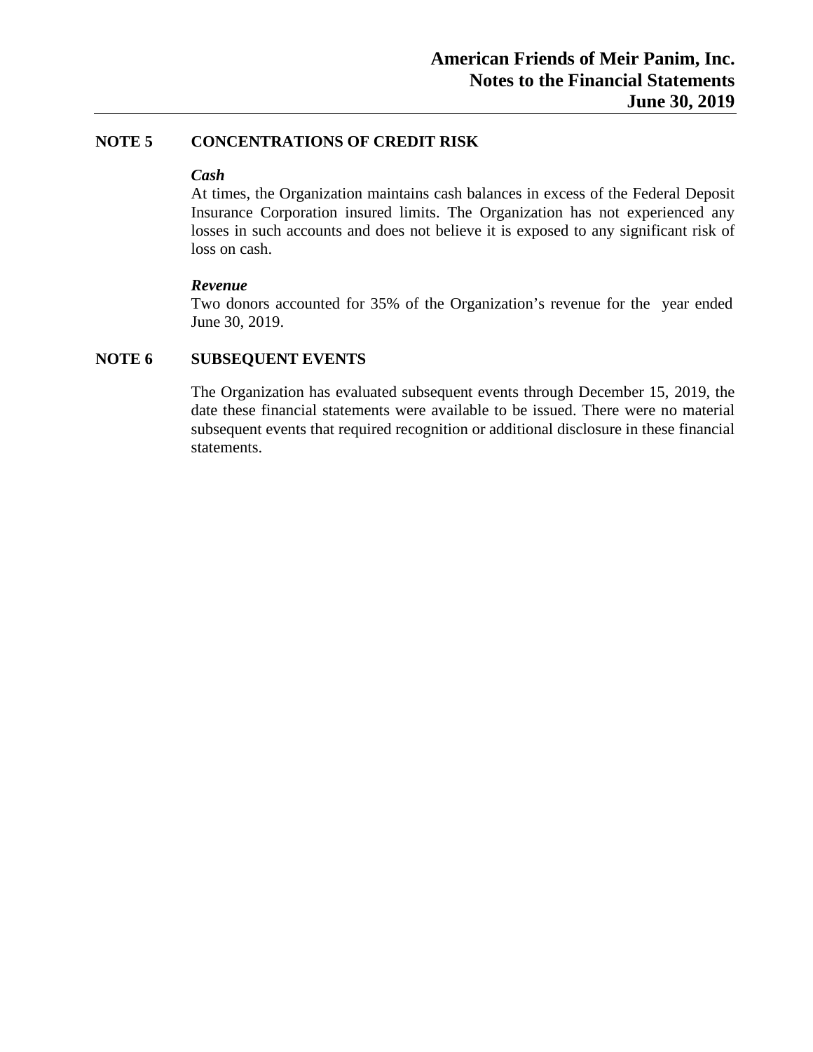## NOTE 5 CONCENTRATIONS OF CREDIT RISK

***Cash***

At times, the Organization maintains cash balances in excess of the Federal Deposit Insurance Corporation insured limits. The Organization has not experienced any losses in such accounts and does not believe it is exposed to any significant risk of loss on cash.

***Revenue***

Two donors accounted for 35% of the Organization's revenue for the year ended June 30, 2019.

## NOTE 6 SUBSEQUENT EVENTS

The Organization has evaluated subsequent events through December 15, 2019, the date these financial statements were available to be issued. There were no material subsequent events that required recognition or additional disclosure in these financial statements.